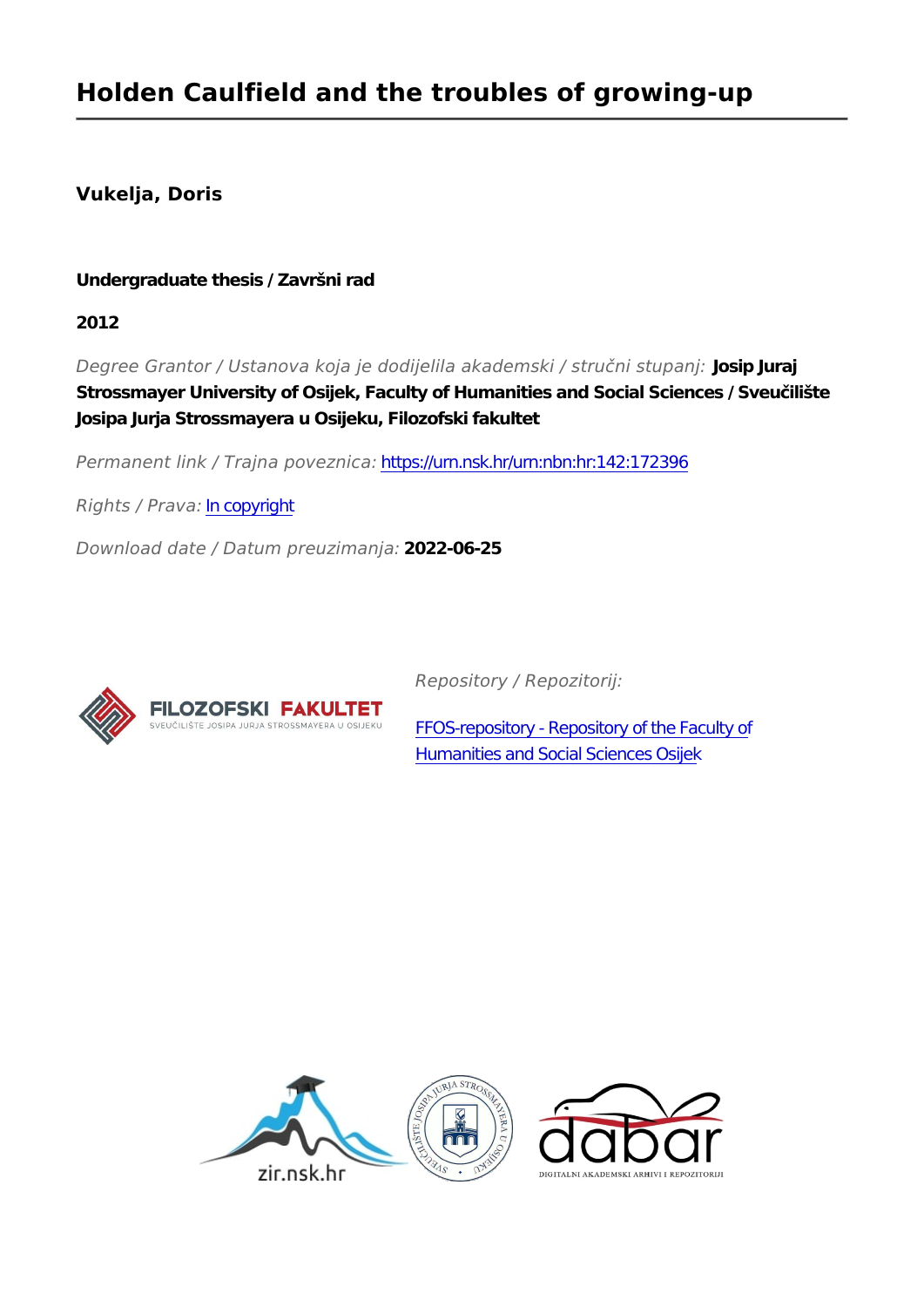# Holden Caulfield and the troubles of growing-up

**Vukelja, Doris**

**Undergraduate thesis / Završni rad**

**2012**

*Degree Grantor / Ustanova koja je dodijelila akademski / stručni stupanj:* **Josip Juraj Strossmayer University of Osijek, Faculty of Humanities and Social Sciences / Sveučilište Josipa Jurja Strossmayera u Osijeku, Filozofski fakultet**

*Permanent link / Trajna poveznica:* https://urn.nsk.hr/urn:nbn:hr:142:172396

*Rights / Prava:* In copyright

*Download date / Datum preuzimanja:* **2022-06-25**

*Repository / Repozitorij:*

FFOS-repository - Repository of the Faculty of Humanities and Social Sciences Osijek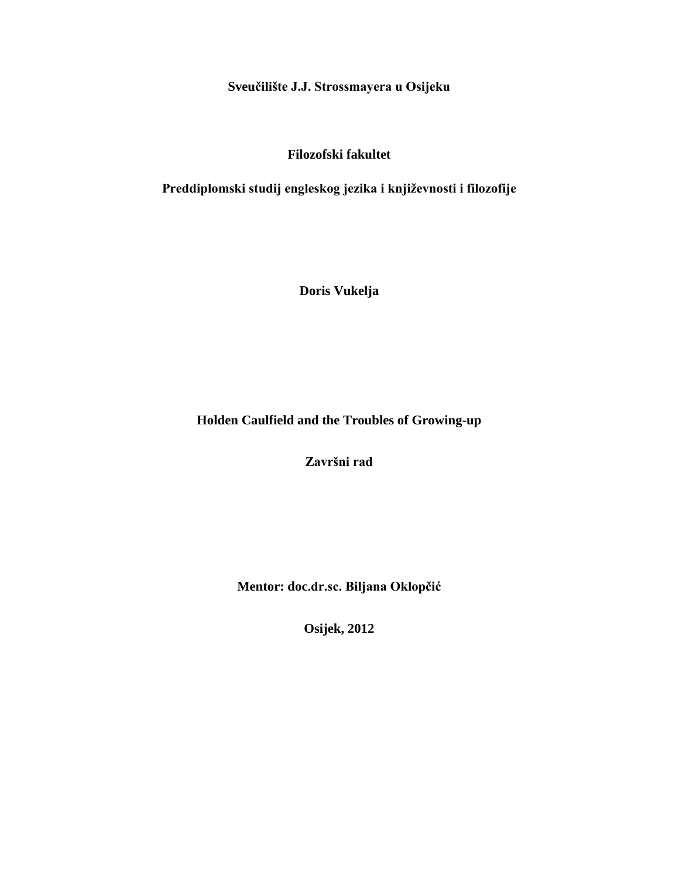**Sveučilište J.J. Strossmayera u Osijeku**

**Filozofski fakultet**

**Preddiplomski studij engleskog jezika i književnosti i filozofije**

**Doris Vukelja**

**Holden Caulfield and the Troubles of Growing-up**

**Završni rad**

**Mentor: doc.dr.sc. Biljana Oklopčić**

**Osijek, 2012**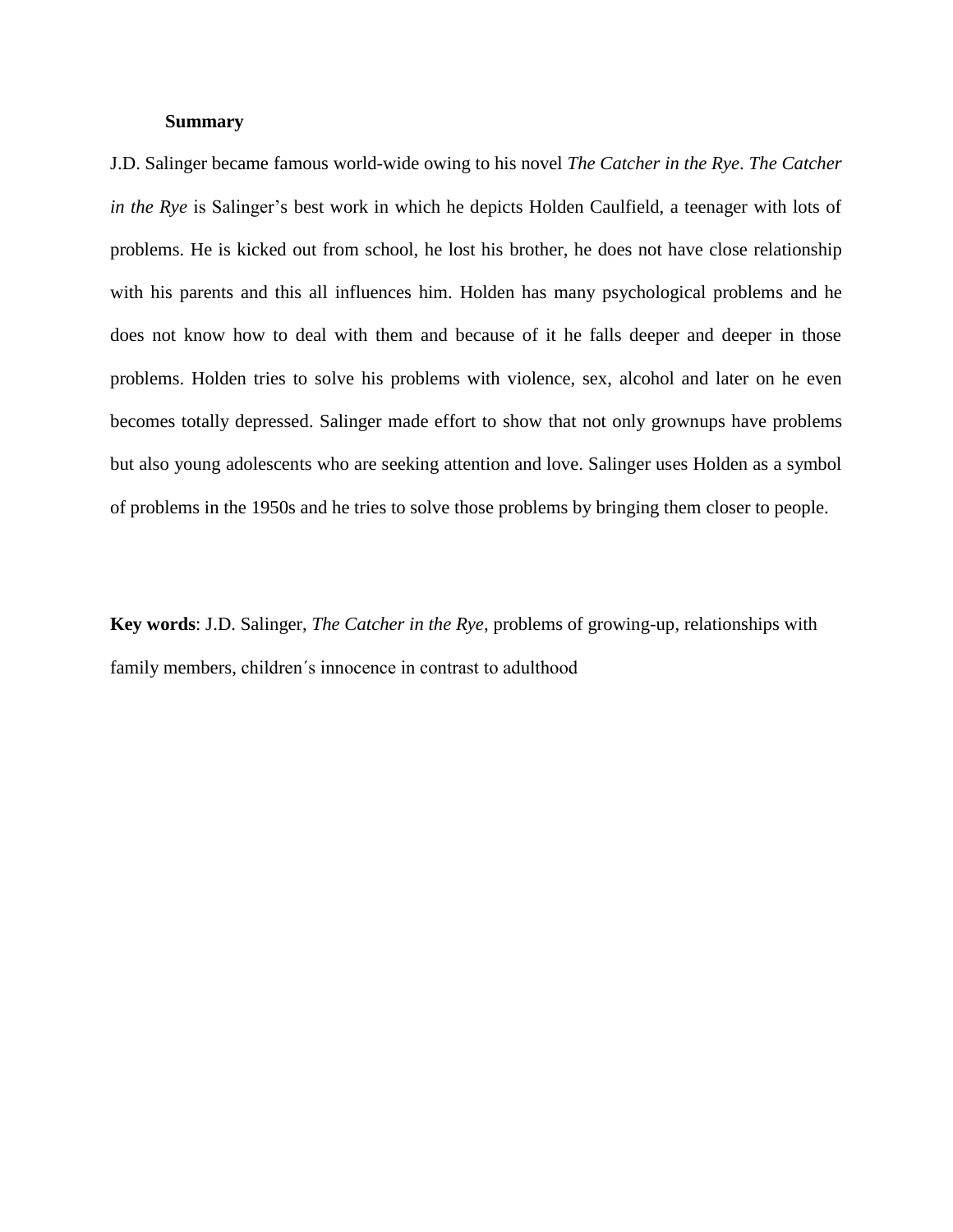## Summary

J.D. Salinger became famous world-wide owing to his novel *The Catcher in the Rye*. *The Catcher in the Rye* is Salinger's best work in which he depicts Holden Caulfield, a teenager with lots of problems. He is kicked out from school, he lost his brother, he does not have close relationship with his parents and this all influences him. Holden has many psychological problems and he does not know how to deal with them and because of it he falls deeper and deeper in those problems. Holden tries to solve his problems with violence, sex, alcohol and later on he even becomes totally depressed. Salinger made effort to show that not only grownups have problems but also young adolescents who are seeking attention and love. Salinger uses Holden as a symbol of problems in the 1950s and he tries to solve those problems by bringing them closer to people.

**Key words**: J.D. Salinger, *The Catcher in the Rye*, problems of growing-up, relationships with family members, children´s innocence in contrast to adulthood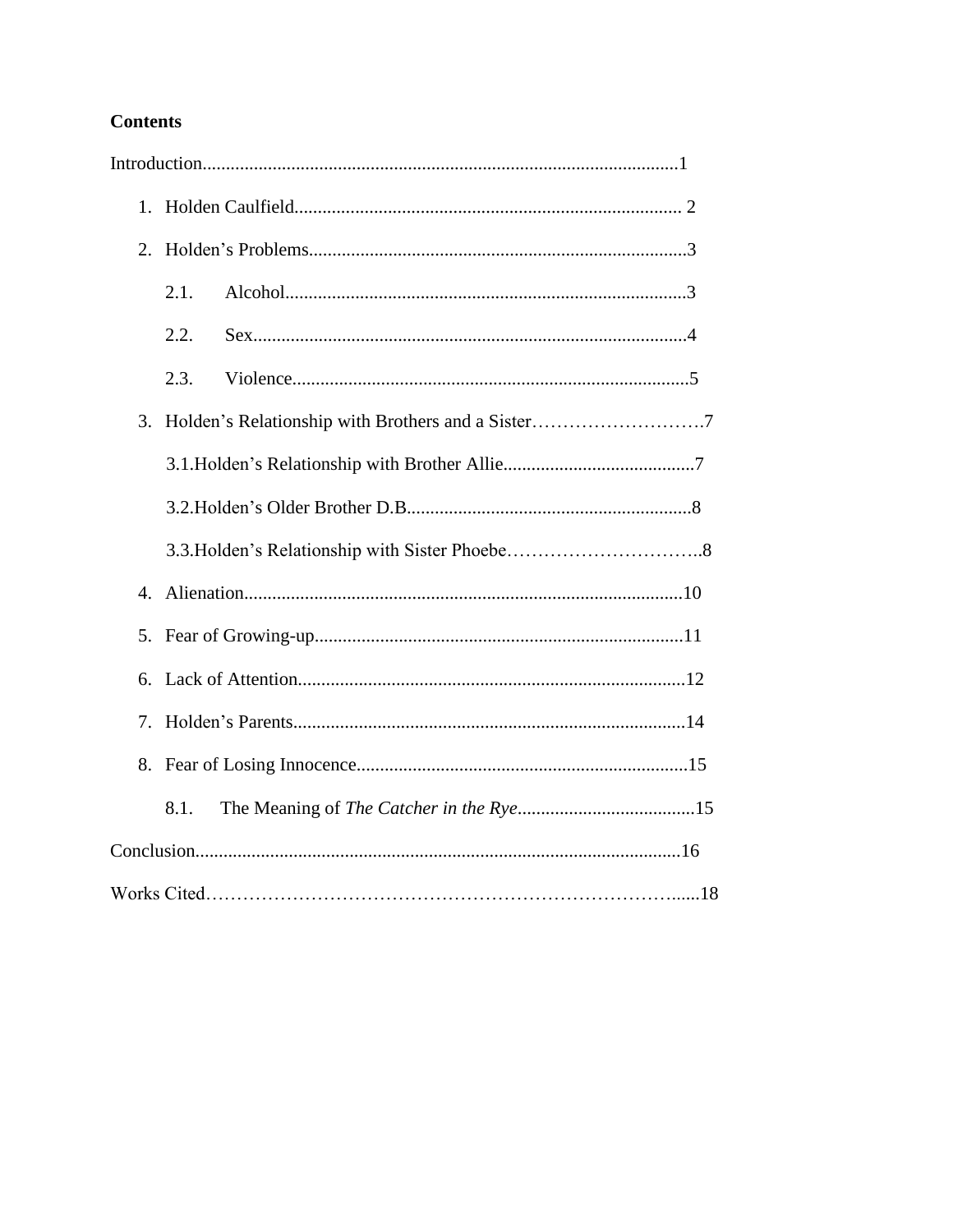**Contents**

Introduction......................................................................................................1

1. Holden Caulfield................................................................................... 2
2. Holden's Problems.................................................................................3
    - 2.1. Alcohol......................................................................................3
    - 2.2. Sex.............................................................................................4
    - 2.3. Violence.....................................................................................5
3. Holden's Relationship with Brothers and a Sister……………………….7
    - 3.1. Holden's Relationship with Brother Allie.........................................7
    - 3.2. Holden's Older Brother D.B.............................................................8
    - 3.3. Holden's Relationship with Sister Phoebe…………………………..8
4. Alienation..............................................................................................10
5. Fear of Growing-up...............................................................................11
6. Lack of Attention...................................................................................12
7. Holden's Parents....................................................................................14
8. Fear of Losing Innocence.......................................................................15
    - 8.1. The Meaning of *The Catcher in the Rye*......................................15

Conclusion.......................................................................................................16

Works Cited…………………………………………………………………......18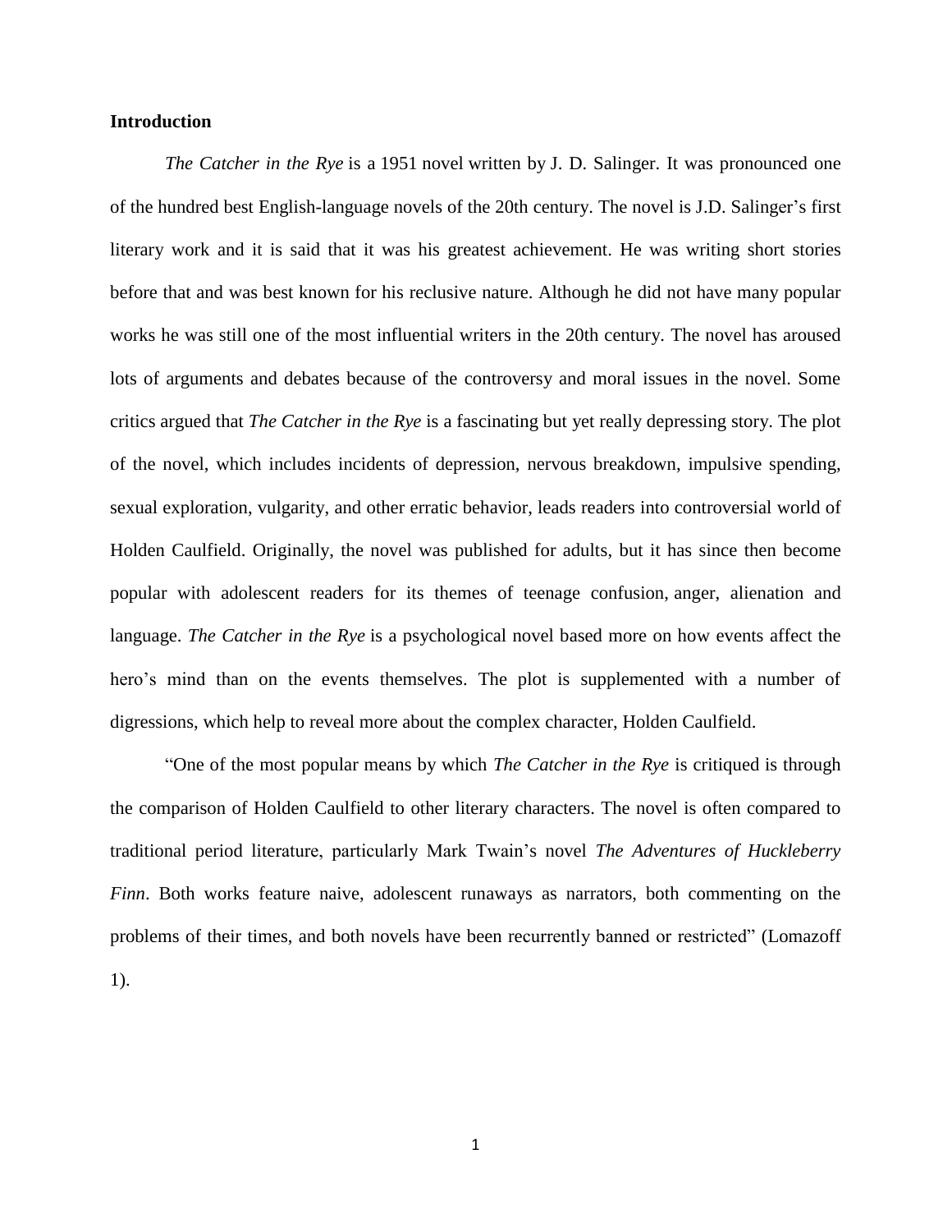## Introduction

*The Catcher in the Rye* is a 1951 novel written by J. D. Salinger. It was pronounced one of the hundred best English-language novels of the 20th century. The novel is J.D. Salinger's first literary work and it is said that it was his greatest achievement. He was writing short stories before that and was best known for his reclusive nature. Although he did not have many popular works he was still one of the most influential writers in the 20th century. The novel has aroused lots of arguments and debates because of the controversy and moral issues in the novel. Some critics argued that *The Catcher in the Rye* is a fascinating but yet really depressing story. The plot of the novel, which includes incidents of depression, nervous breakdown, impulsive spending, sexual exploration, vulgarity, and other erratic behavior, leads readers into controversial world of Holden Caulfield. Originally, the novel was published for adults, but it has since then become popular with adolescent readers for its themes of teenage confusion, anger, alienation and language. *The Catcher in the Rye* is a psychological novel based more on how events affect the hero's mind than on the events themselves. The plot is supplemented with a number of digressions, which help to reveal more about the complex character, Holden Caulfield.

"One of the most popular means by which *The Catcher in the Rye* is critiqued is through the comparison of Holden Caulfield to other literary characters. The novel is often compared to traditional period literature, particularly Mark Twain's novel *The Adventures of Huckleberry Finn*. Both works feature naive, adolescent runaways as narrators, both commenting on the problems of their times, and both novels have been recurrently banned or restricted" (Lomazoff 1).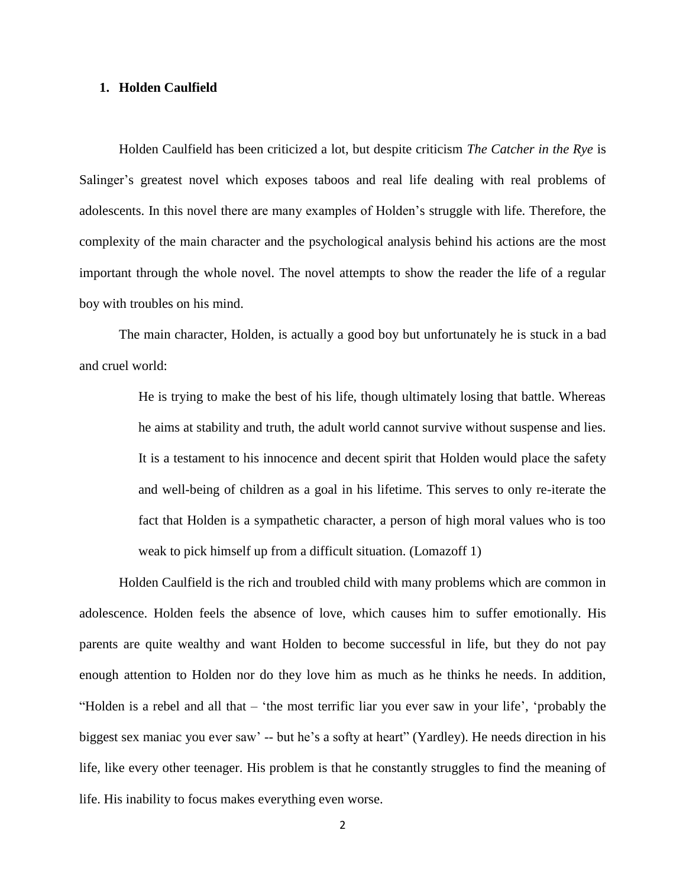## 1. Holden Caulfield

Holden Caulfield has been criticized a lot, but despite criticism *The Catcher in the Rye* is Salinger's greatest novel which exposes taboos and real life dealing with real problems of adolescents. In this novel there are many examples of Holden's struggle with life. Therefore, the complexity of the main character and the psychological analysis behind his actions are the most important through the whole novel. The novel attempts to show the reader the life of a regular boy with troubles on his mind.

The main character, Holden, is actually a good boy but unfortunately he is stuck in a bad and cruel world:

> He is trying to make the best of his life, though ultimately losing that battle. Whereas he aims at stability and truth, the adult world cannot survive without suspense and lies. It is a testament to his innocence and decent spirit that Holden would place the safety and well-being of children as a goal in his lifetime. This serves to only re-iterate the fact that Holden is a sympathetic character, a person of high moral values who is too weak to pick himself up from a difficult situation. (Lomazoff 1)

Holden Caulfield is the rich and troubled child with many problems which are common in adolescence. Holden feels the absence of love, which causes him to suffer emotionally. His parents are quite wealthy and want Holden to become successful in life, but they do not pay enough attention to Holden nor do they love him as much as he thinks he needs. In addition, "Holden is a rebel and all that – 'the most terrific liar you ever saw in your life', 'probably the biggest sex maniac you ever saw' -- but he's a softy at heart" (Yardley). He needs direction in his life, like every other teenager. His problem is that he constantly struggles to find the meaning of life. His inability to focus makes everything even worse.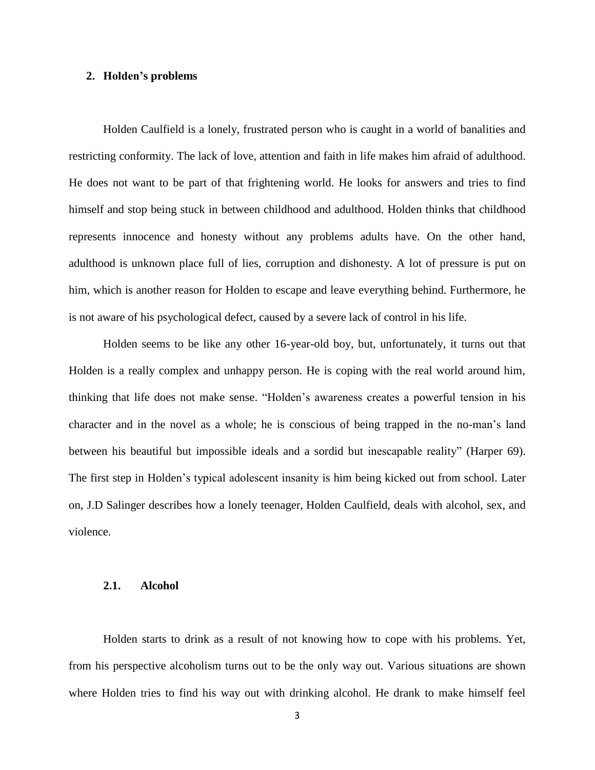## 2. Holden's problems

Holden Caulfield is a lonely, frustrated person who is caught in a world of banalities and restricting conformity. The lack of love, attention and faith in life makes him afraid of adulthood. He does not want to be part of that frightening world. He looks for answers and tries to find himself and stop being stuck in between childhood and adulthood. Holden thinks that childhood represents innocence and honesty without any problems adults have. On the other hand, adulthood is unknown place full of lies, corruption and dishonesty. A lot of pressure is put on him, which is another reason for Holden to escape and leave everything behind. Furthermore, he is not aware of his psychological defect, caused by a severe lack of control in his life.

Holden seems to be like any other 16-year-old boy, but, unfortunately, it turns out that Holden is a really complex and unhappy person. He is coping with the real world around him, thinking that life does not make sense. "Holden's awareness creates a powerful tension in his character and in the novel as a whole; he is conscious of being trapped in the no-man's land between his beautiful but impossible ideals and a sordid but inescapable reality" (Harper 69). The first step in Holden's typical adolescent insanity is him being kicked out from school. Later on, J.D Salinger describes how a lonely teenager, Holden Caulfield, deals with alcohol, sex, and violence.

### 2.1. Alcohol

Holden starts to drink as a result of not knowing how to cope with his problems. Yet, from his perspective alcoholism turns out to be the only way out. Various situations are shown where Holden tries to find his way out with drinking alcohol. He drank to make himself feel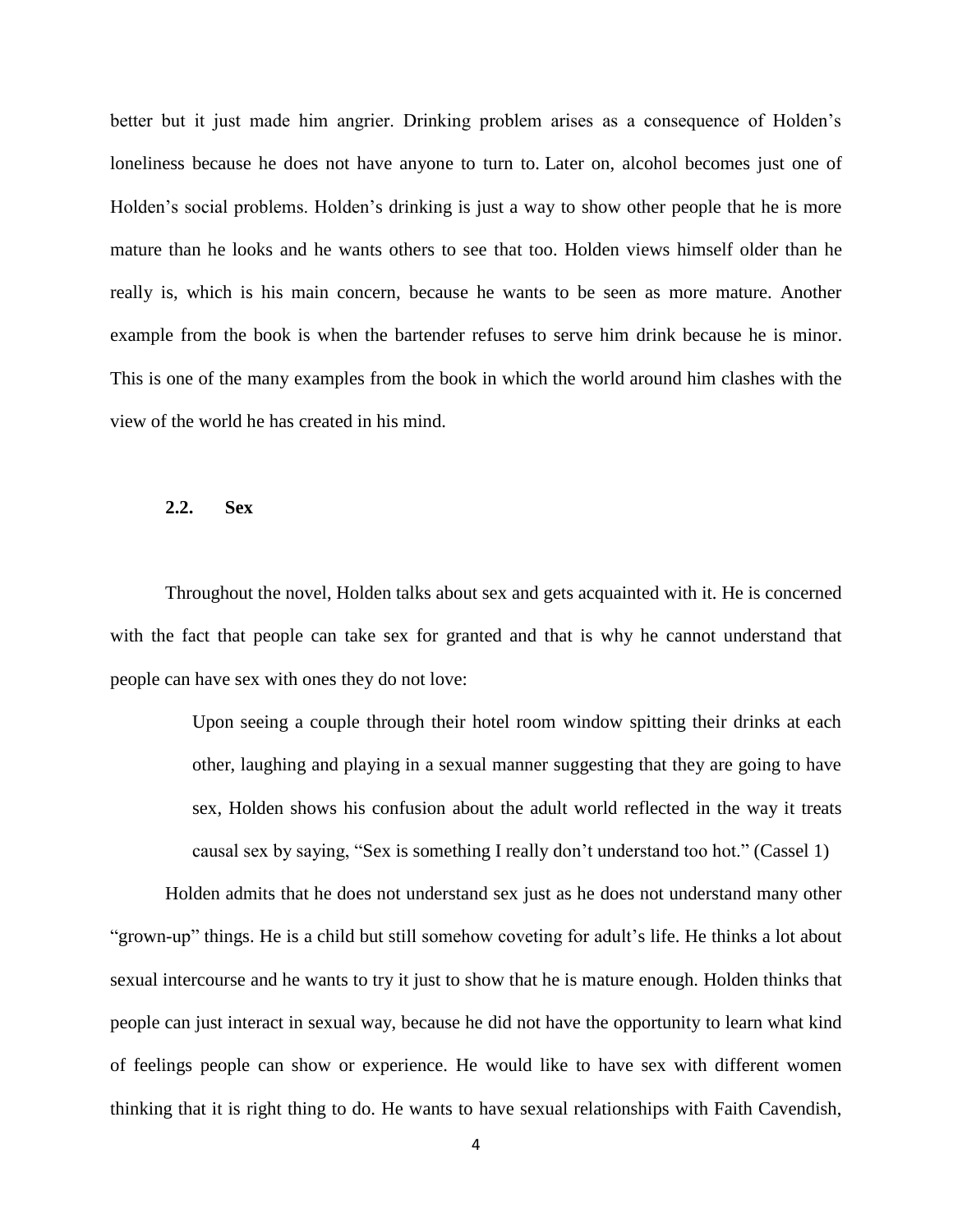better but it just made him angrier. Drinking problem arises as a consequence of Holden's loneliness because he does not have anyone to turn to. Later on, alcohol becomes just one of Holden's social problems. Holden's drinking is just a way to show other people that he is more mature than he looks and he wants others to see that too. Holden views himself older than he really is, which is his main concern, because he wants to be seen as more mature. Another example from the book is when the bartender refuses to serve him drink because he is minor. This is one of the many examples from the book in which the world around him clashes with the view of the world he has created in his mind.

### 2.2. Sex

Throughout the novel, Holden talks about sex and gets acquainted with it. He is concerned with the fact that people can take sex for granted and that is why he cannot understand that people can have sex with ones they do not love:

> Upon seeing a couple through their hotel room window spitting their drinks at each other, laughing and playing in a sexual manner suggesting that they are going to have sex, Holden shows his confusion about the adult world reflected in the way it treats causal sex by saying, "Sex is something I really don't understand too hot." (Cassel 1)

Holden admits that he does not understand sex just as he does not understand many other "grown-up" things. He is a child but still somehow coveting for adult's life. He thinks a lot about sexual intercourse and he wants to try it just to show that he is mature enough. Holden thinks that people can just interact in sexual way, because he did not have the opportunity to learn what kind of feelings people can show or experience. He would like to have sex with different women thinking that it is right thing to do. He wants to have sexual relationships with Faith Cavendish,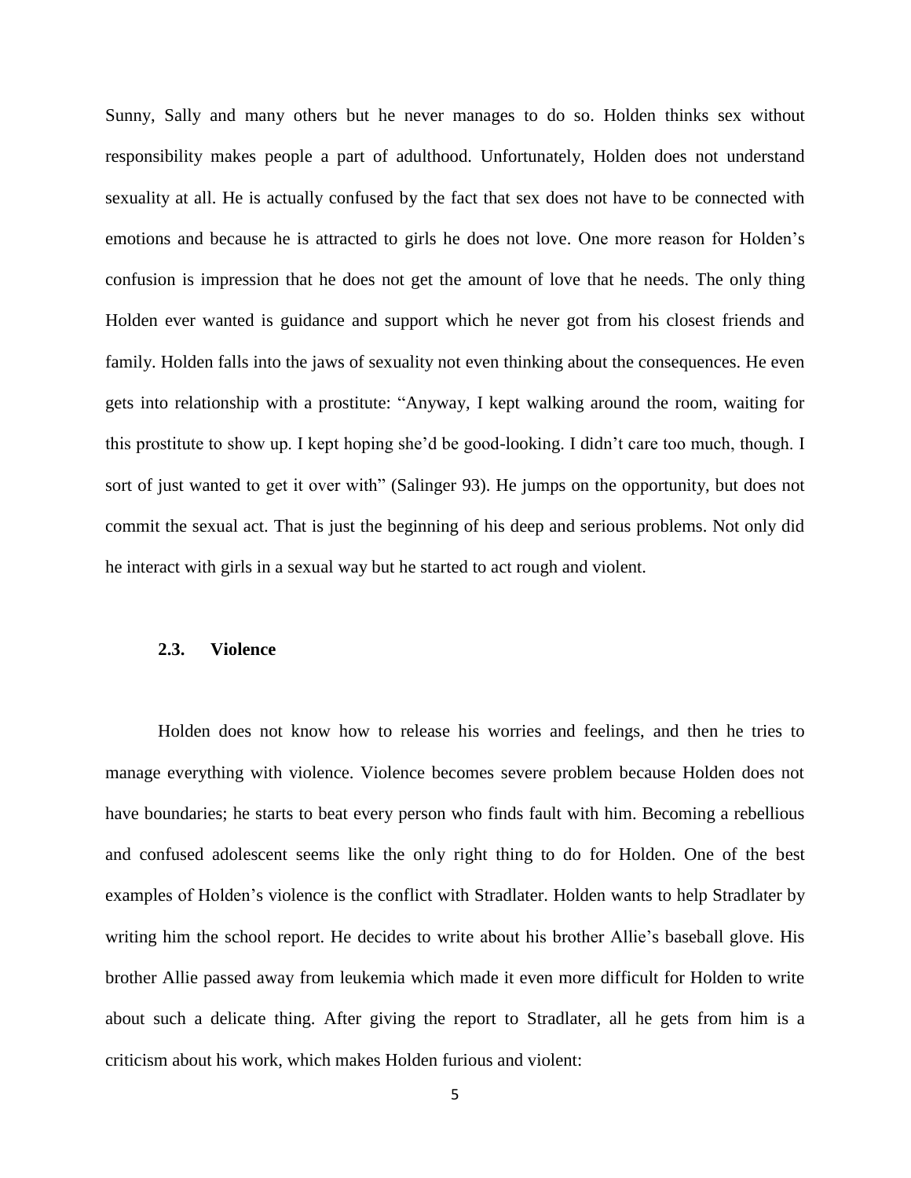Sunny, Sally and many others but he never manages to do so. Holden thinks sex without responsibility makes people a part of adulthood. Unfortunately, Holden does not understand sexuality at all. He is actually confused by the fact that sex does not have to be connected with emotions and because he is attracted to girls he does not love. One more reason for Holden's confusion is impression that he does not get the amount of love that he needs. The only thing Holden ever wanted is guidance and support which he never got from his closest friends and family. Holden falls into the jaws of sexuality not even thinking about the consequences. He even gets into relationship with a prostitute: "Anyway, I kept walking around the room, waiting for this prostitute to show up. I kept hoping she'd be good-looking. I didn't care too much, though. I sort of just wanted to get it over with" (Salinger 93). He jumps on the opportunity, but does not commit the sexual act. That is just the beginning of his deep and serious problems. Not only did he interact with girls in a sexual way but he started to act rough and violent.

### 2.3. Violence

Holden does not know how to release his worries and feelings, and then he tries to manage everything with violence. Violence becomes severe problem because Holden does not have boundaries; he starts to beat every person who finds fault with him. Becoming a rebellious and confused adolescent seems like the only right thing to do for Holden. One of the best examples of Holden's violence is the conflict with Stradlater. Holden wants to help Stradlater by writing him the school report. He decides to write about his brother Allie's baseball glove. His brother Allie passed away from leukemia which made it even more difficult for Holden to write about such a delicate thing. After giving the report to Stradlater, all he gets from him is a criticism about his work, which makes Holden furious and violent: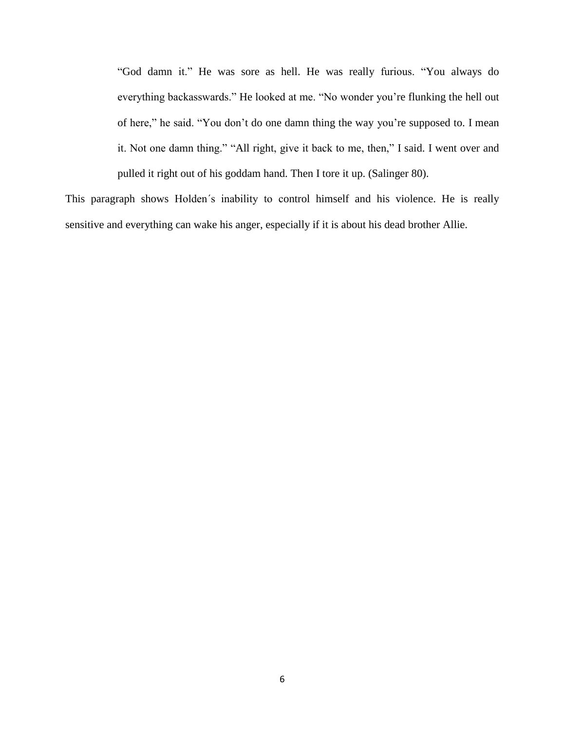> "God damn it." He was sore as hell. He was really furious. "You always do everything backasswards." He looked at me. "No wonder you're flunking the hell out of here," he said. "You don't do one damn thing the way you're supposed to. I mean it. Not one damn thing." "All right, give it back to me, then," I said. I went over and pulled it right out of his goddam hand. Then I tore it up. (Salinger 80).

This paragraph shows Holden´s inability to control himself and his violence. He is really sensitive and everything can wake his anger, especially if it is about his dead brother Allie.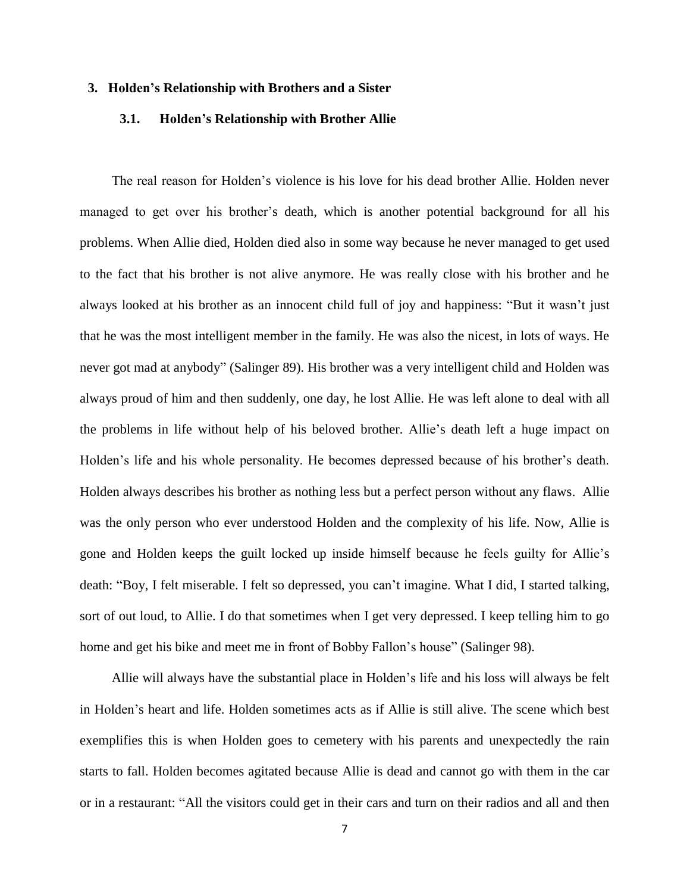## 3. Holden's Relationship with Brothers and a Sister

### 3.1. Holden's Relationship with Brother Allie

The real reason for Holden's violence is his love for his dead brother Allie. Holden never managed to get over his brother's death, which is another potential background for all his problems. When Allie died, Holden died also in some way because he never managed to get used to the fact that his brother is not alive anymore. He was really close with his brother and he always looked at his brother as an innocent child full of joy and happiness: "But it wasn't just that he was the most intelligent member in the family. He was also the nicest, in lots of ways. He never got mad at anybody" (Salinger 89). His brother was a very intelligent child and Holden was always proud of him and then suddenly, one day, he lost Allie. He was left alone to deal with all the problems in life without help of his beloved brother. Allie's death left a huge impact on Holden's life and his whole personality. He becomes depressed because of his brother's death. Holden always describes his brother as nothing less but a perfect person without any flaws. Allie was the only person who ever understood Holden and the complexity of his life. Now, Allie is gone and Holden keeps the guilt locked up inside himself because he feels guilty for Allie's death: "Boy, I felt miserable. I felt so depressed, you can't imagine. What I did, I started talking, sort of out loud, to Allie. I do that sometimes when I get very depressed. I keep telling him to go home and get his bike and meet me in front of Bobby Fallon's house" (Salinger 98).

Allie will always have the substantial place in Holden's life and his loss will always be felt in Holden's heart and life. Holden sometimes acts as if Allie is still alive. The scene which best exemplifies this is when Holden goes to cemetery with his parents and unexpectedly the rain starts to fall. Holden becomes agitated because Allie is dead and cannot go with them in the car or in a restaurant: "All the visitors could get in their cars and turn on their radios and all and then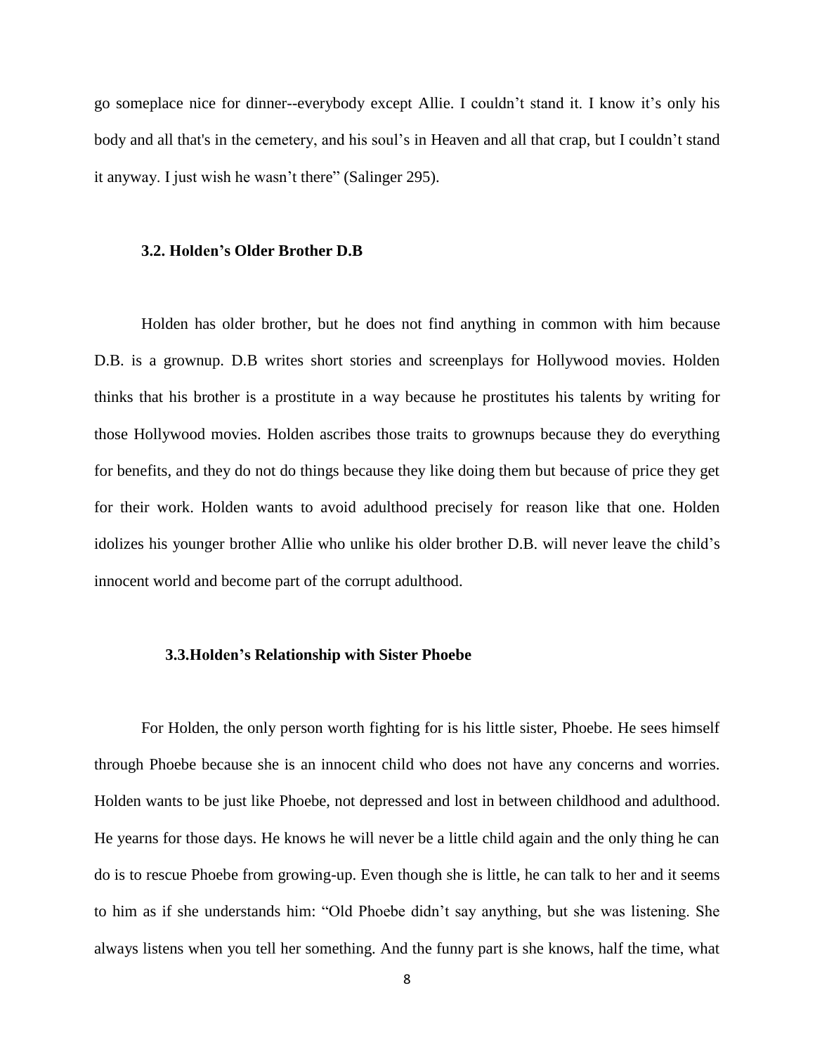go someplace nice for dinner--everybody except Allie. I couldn't stand it. I know it's only his body and all that's in the cemetery, and his soul's in Heaven and all that crap, but I couldn't stand it anyway. I just wish he wasn't there" (Salinger 295).

### 3.2. Holden's Older Brother D.B

Holden has older brother, but he does not find anything in common with him because D.B. is a grownup. D.B writes short stories and screenplays for Hollywood movies. Holden thinks that his brother is a prostitute in a way because he prostitutes his talents by writing for those Hollywood movies. Holden ascribes those traits to grownups because they do everything for benefits, and they do not do things because they like doing them but because of price they get for their work. Holden wants to avoid adulthood precisely for reason like that one. Holden idolizes his younger brother Allie who unlike his older brother D.B. will never leave the child's innocent world and become part of the corrupt adulthood.

### 3.3.Holden's Relationship with Sister Phoebe

For Holden, the only person worth fighting for is his little sister, Phoebe. He sees himself through Phoebe because she is an innocent child who does not have any concerns and worries. Holden wants to be just like Phoebe, not depressed and lost in between childhood and adulthood. He yearns for those days. He knows he will never be a little child again and the only thing he can do is to rescue Phoebe from growing-up. Even though she is little, he can talk to her and it seems to him as if she understands him: "Old Phoebe didn't say anything, but she was listening. She always listens when you tell her something. And the funny part is she knows, half the time, what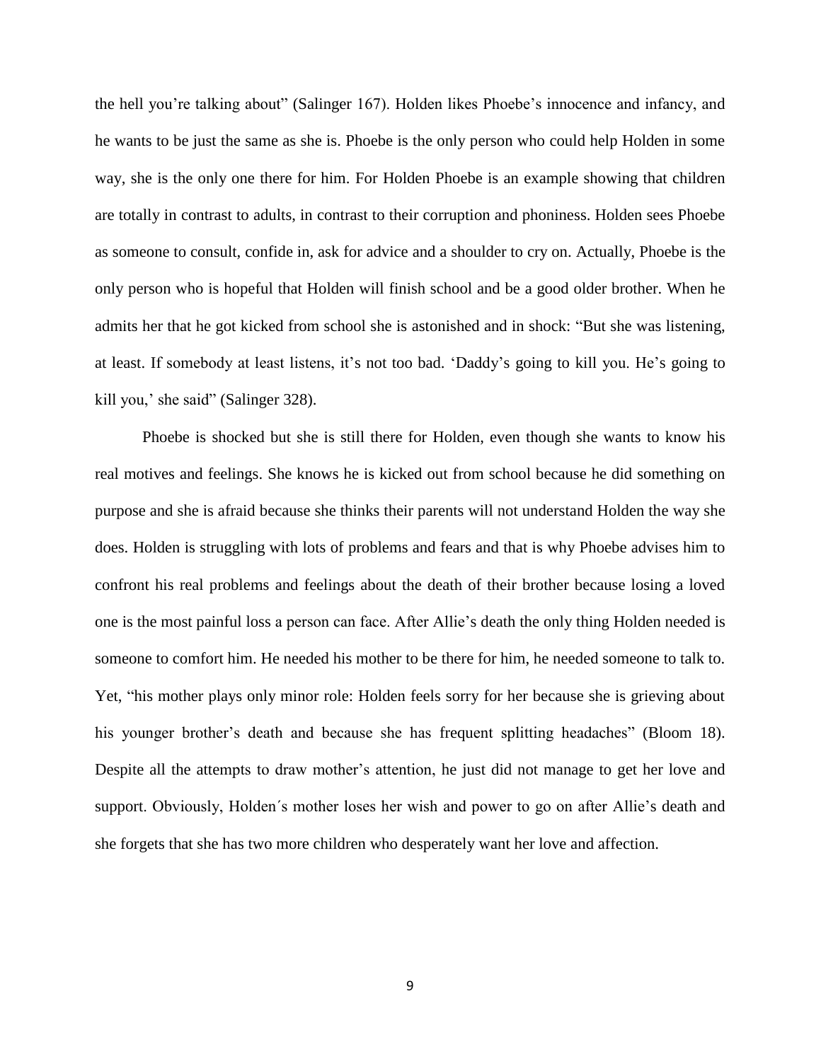the hell you're talking about" (Salinger 167). Holden likes Phoebe's innocence and infancy, and he wants to be just the same as she is. Phoebe is the only person who could help Holden in some way, she is the only one there for him. For Holden Phoebe is an example showing that children are totally in contrast to adults, in contrast to their corruption and phoniness. Holden sees Phoebe as someone to consult, confide in, ask for advice and a shoulder to cry on. Actually, Phoebe is the only person who is hopeful that Holden will finish school and be a good older brother. When he admits her that he got kicked from school she is astonished and in shock: "But she was listening, at least. If somebody at least listens, it's not too bad. 'Daddy's going to kill you. He's going to kill you,' she said" (Salinger 328).

Phoebe is shocked but she is still there for Holden, even though she wants to know his real motives and feelings. She knows he is kicked out from school because he did something on purpose and she is afraid because she thinks their parents will not understand Holden the way she does. Holden is struggling with lots of problems and fears and that is why Phoebe advises him to confront his real problems and feelings about the death of their brother because losing a loved one is the most painful loss a person can face. After Allie's death the only thing Holden needed is someone to comfort him. He needed his mother to be there for him, he needed someone to talk to. Yet, "his mother plays only minor role: Holden feels sorry for her because she is grieving about his younger brother's death and because she has frequent splitting headaches" (Bloom 18). Despite all the attempts to draw mother's attention, he just did not manage to get her love and support. Obviously, Holden´s mother loses her wish and power to go on after Allie's death and she forgets that she has two more children who desperately want her love and affection.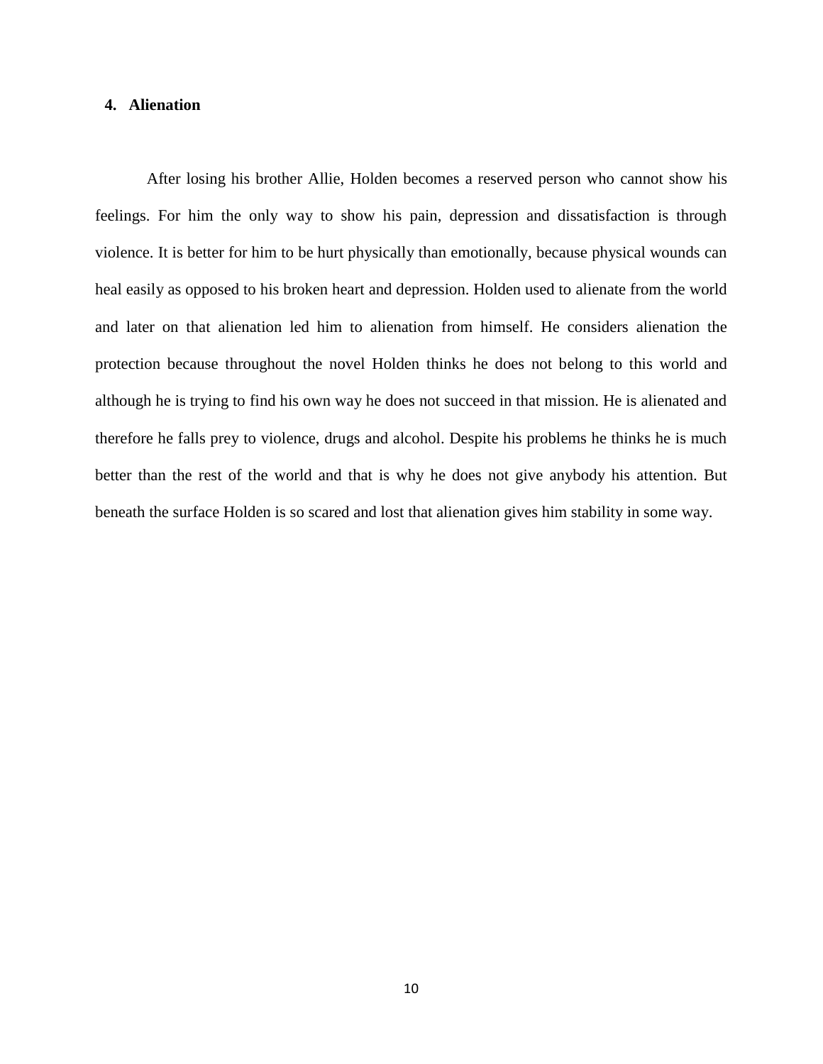## 4. Alienation

After losing his brother Allie, Holden becomes a reserved person who cannot show his feelings. For him the only way to show his pain, depression and dissatisfaction is through violence. It is better for him to be hurt physically than emotionally, because physical wounds can heal easily as opposed to his broken heart and depression. Holden used to alienate from the world and later on that alienation led him to alienation from himself. He considers alienation the protection because throughout the novel Holden thinks he does not belong to this world and although he is trying to find his own way he does not succeed in that mission. He is alienated and therefore he falls prey to violence, drugs and alcohol. Despite his problems he thinks he is much better than the rest of the world and that is why he does not give anybody his attention. But beneath the surface Holden is so scared and lost that alienation gives him stability in some way.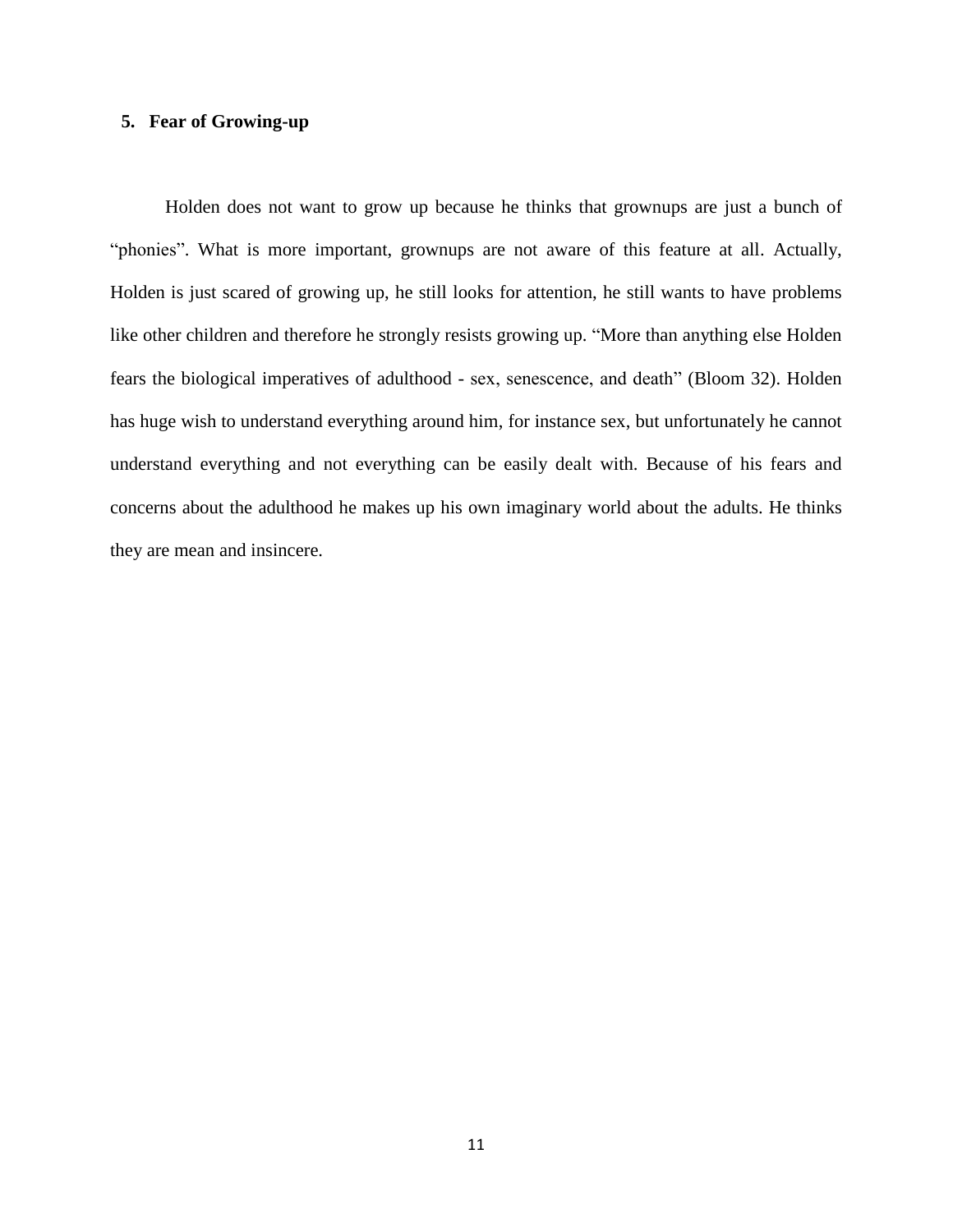## 5. Fear of Growing-up

Holden does not want to grow up because he thinks that grownups are just a bunch of "phonies". What is more important, grownups are not aware of this feature at all. Actually, Holden is just scared of growing up, he still looks for attention, he still wants to have problems like other children and therefore he strongly resists growing up. "More than anything else Holden fears the biological imperatives of adulthood - sex, senescence, and death" (Bloom 32). Holden has huge wish to understand everything around him, for instance sex, but unfortunately he cannot understand everything and not everything can be easily dealt with. Because of his fears and concerns about the adulthood he makes up his own imaginary world about the adults. He thinks they are mean and insincere.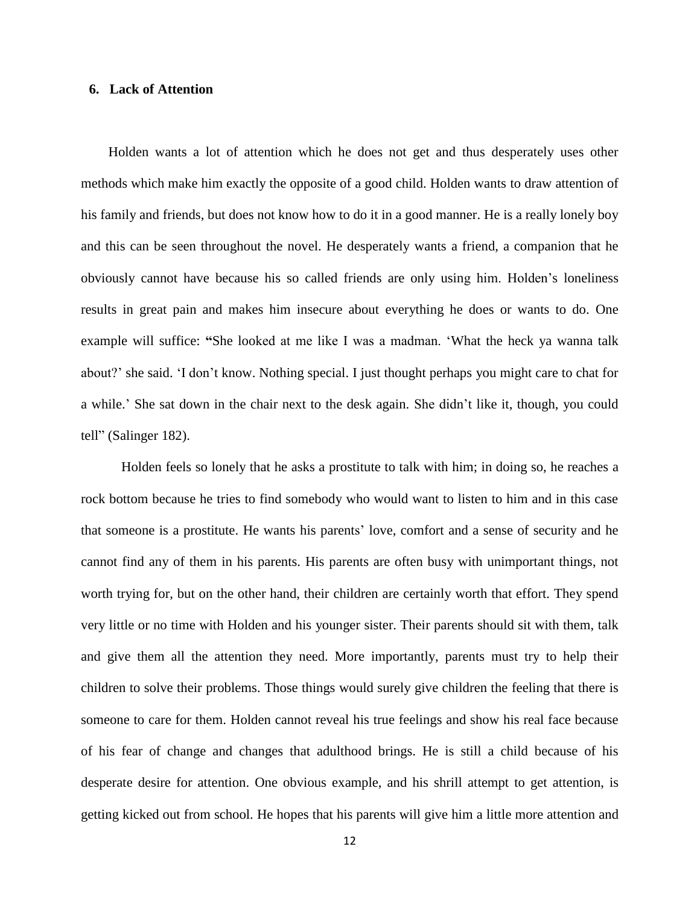## 6. Lack of Attention

Holden wants a lot of attention which he does not get and thus desperately uses other methods which make him exactly the opposite of a good child. Holden wants to draw attention of his family and friends, but does not know how to do it in a good manner. He is a really lonely boy and this can be seen throughout the novel. He desperately wants a friend, a companion that he obviously cannot have because his so called friends are only using him. Holden's loneliness results in great pain and makes him insecure about everything he does or wants to do. One example will suffice: **"**She looked at me like I was a madman. 'What the heck ya wanna talk about?' she said. 'I don't know. Nothing special. I just thought perhaps you might care to chat for a while.' She sat down in the chair next to the desk again. She didn't like it, though, you could tell" (Salinger 182).

Holden feels so lonely that he asks a prostitute to talk with him; in doing so, he reaches a rock bottom because he tries to find somebody who would want to listen to him and in this case that someone is a prostitute. He wants his parents' love, comfort and a sense of security and he cannot find any of them in his parents. His parents are often busy with unimportant things, not worth trying for, but on the other hand, their children are certainly worth that effort. They spend very little or no time with Holden and his younger sister. Their parents should sit with them, talk and give them all the attention they need. More importantly, parents must try to help their children to solve their problems. Those things would surely give children the feeling that there is someone to care for them. Holden cannot reveal his true feelings and show his real face because of his fear of change and changes that adulthood brings. He is still a child because of his desperate desire for attention. One obvious example, and his shrill attempt to get attention, is getting kicked out from school. He hopes that his parents will give him a little more attention and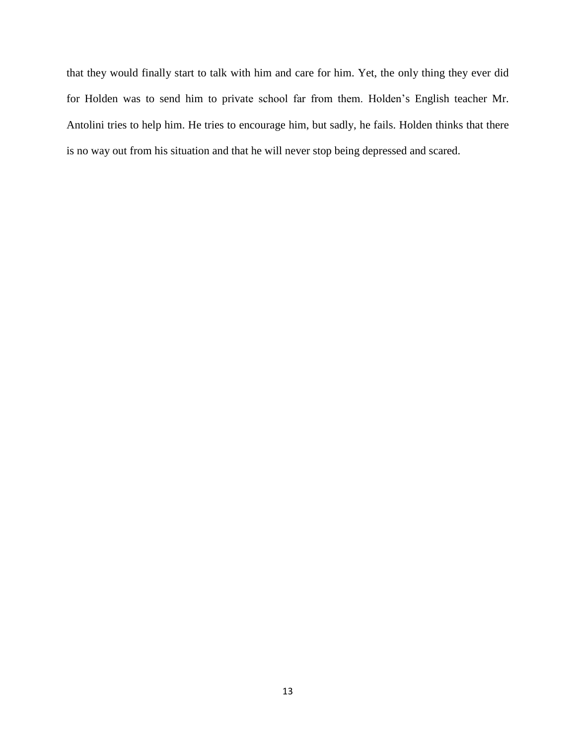that they would finally start to talk with him and care for him. Yet, the only thing they ever did for Holden was to send him to private school far from them. Holden’s English teacher Mr. Antolini tries to help him. He tries to encourage him, but sadly, he fails. Holden thinks that there is no way out from his situation and that he will never stop being depressed and scared.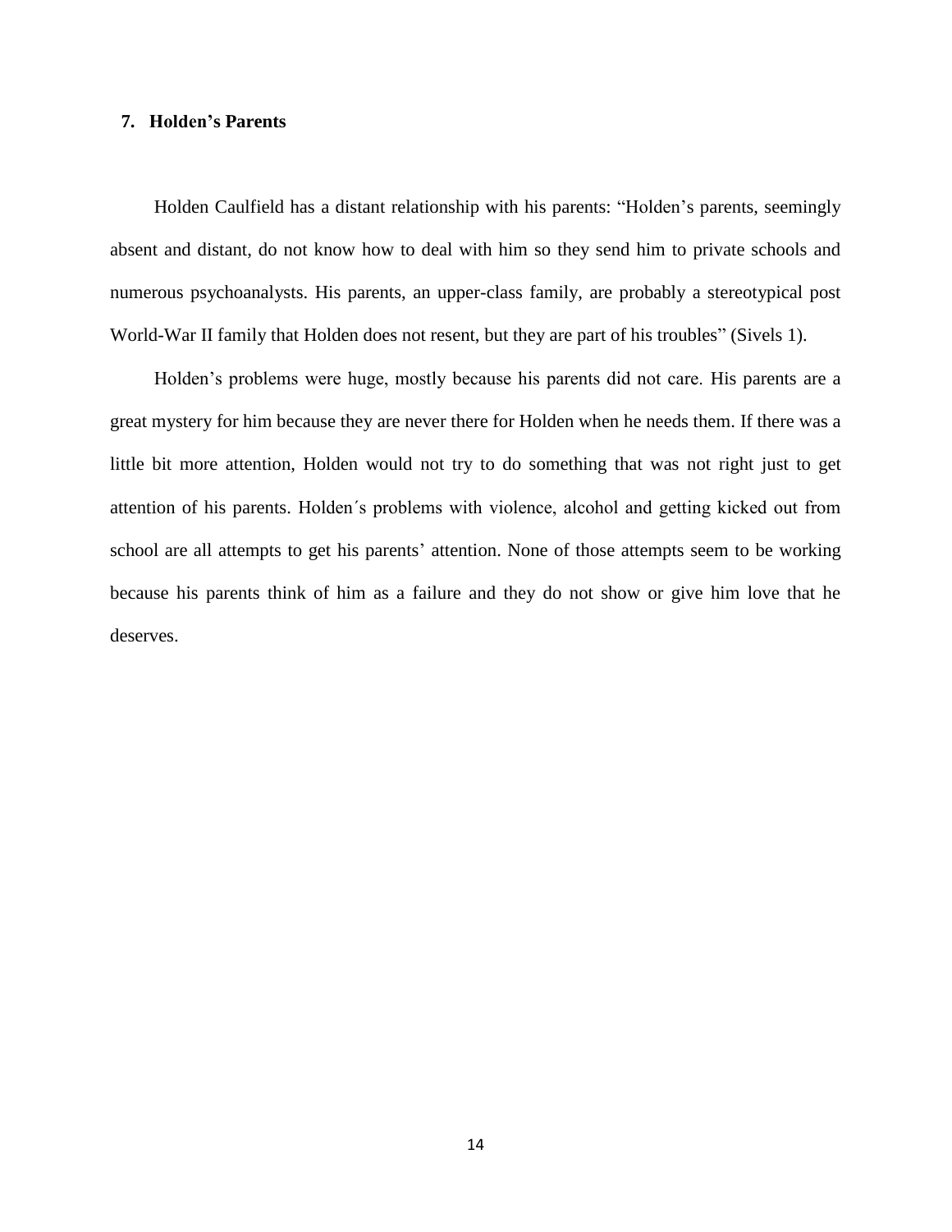## 7. Holden's Parents

Holden Caulfield has a distant relationship with his parents: "Holden's parents, seemingly absent and distant, do not know how to deal with him so they send him to private schools and numerous psychoanalysts. His parents, an upper-class family, are probably a stereotypical post World-War II family that Holden does not resent, but they are part of his troubles" (Sivels 1).

Holden's problems were huge, mostly because his parents did not care. His parents are a great mystery for him because they are never there for Holden when he needs them. If there was a little bit more attention, Holden would not try to do something that was not right just to get attention of his parents. Holden´s problems with violence, alcohol and getting kicked out from school are all attempts to get his parents' attention. None of those attempts seem to be working because his parents think of him as a failure and they do not show or give him love that he deserves.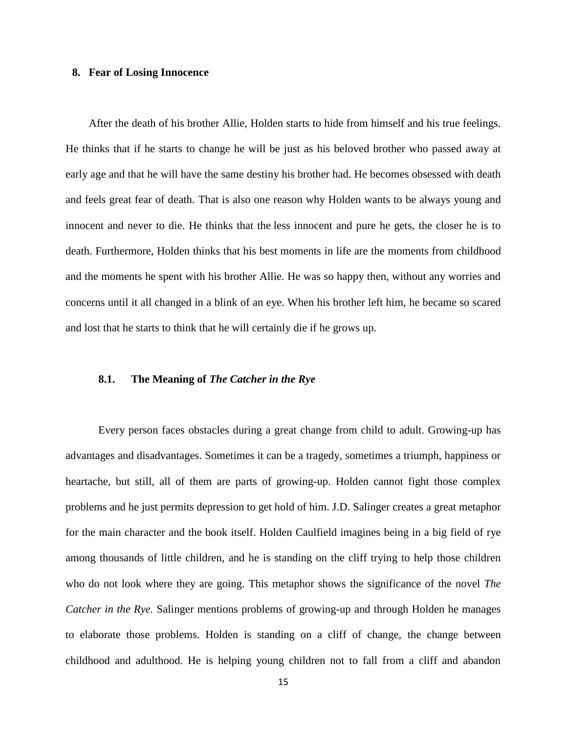## 8. Fear of Losing Innocence

After the death of his brother Allie, Holden starts to hide from himself and his true feelings. He thinks that if he starts to change he will be just as his beloved brother who passed away at early age and that he will have the same destiny his brother had. He becomes obsessed with death and feels great fear of death. That is also one reason why Holden wants to be always young and innocent and never to die. He thinks that the less innocent and pure he gets, the closer he is to death. Furthermore, Holden thinks that his best moments in life are the moments from childhood and the moments he spent with his brother Allie. He was so happy then, without any worries and concerns until it all changed in a blink of an eye. When his brother left him, he became so scared and lost that he starts to think that he will certainly die if he grows up.

### 8.1. The Meaning of *The Catcher in the Rye*

Every person faces obstacles during a great change from child to adult. Growing-up has advantages and disadvantages. Sometimes it can be a tragedy, sometimes a triumph, happiness or heartache, but still, all of them are parts of growing-up. Holden cannot fight those complex problems and he just permits depression to get hold of him. J.D. Salinger creates a great metaphor for the main character and the book itself. Holden Caulfield imagines being in a big field of rye among thousands of little children, and he is standing on the cliff trying to help those children who do not look where they are going. This metaphor shows the significance of the novel *The Catcher in the Rye.* Salinger mentions problems of growing-up and through Holden he manages to elaborate those problems. Holden is standing on a cliff of change, the change between childhood and adulthood. He is helping young children not to fall from a cliff and abandon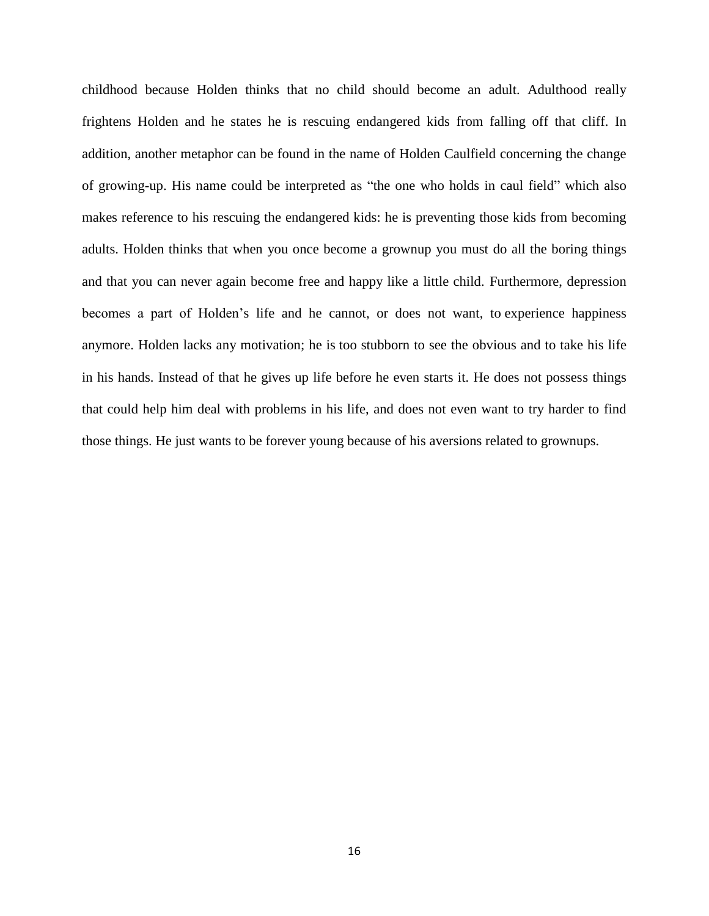childhood because Holden thinks that no child should become an adult. Adulthood really frightens Holden and he states he is rescuing endangered kids from falling off that cliff. In addition, another metaphor can be found in the name of Holden Caulfield concerning the change of growing-up. His name could be interpreted as "the one who holds in caul field" which also makes reference to his rescuing the endangered kids: he is preventing those kids from becoming adults. Holden thinks that when you once become a grownup you must do all the boring things and that you can never again become free and happy like a little child. Furthermore, depression becomes a part of Holden's life and he cannot, or does not want, to experience happiness anymore. Holden lacks any motivation; he is too stubborn to see the obvious and to take his life in his hands. Instead of that he gives up life before he even starts it. He does not possess things that could help him deal with problems in his life, and does not even want to try harder to find those things. He just wants to be forever young because of his aversions related to grownups.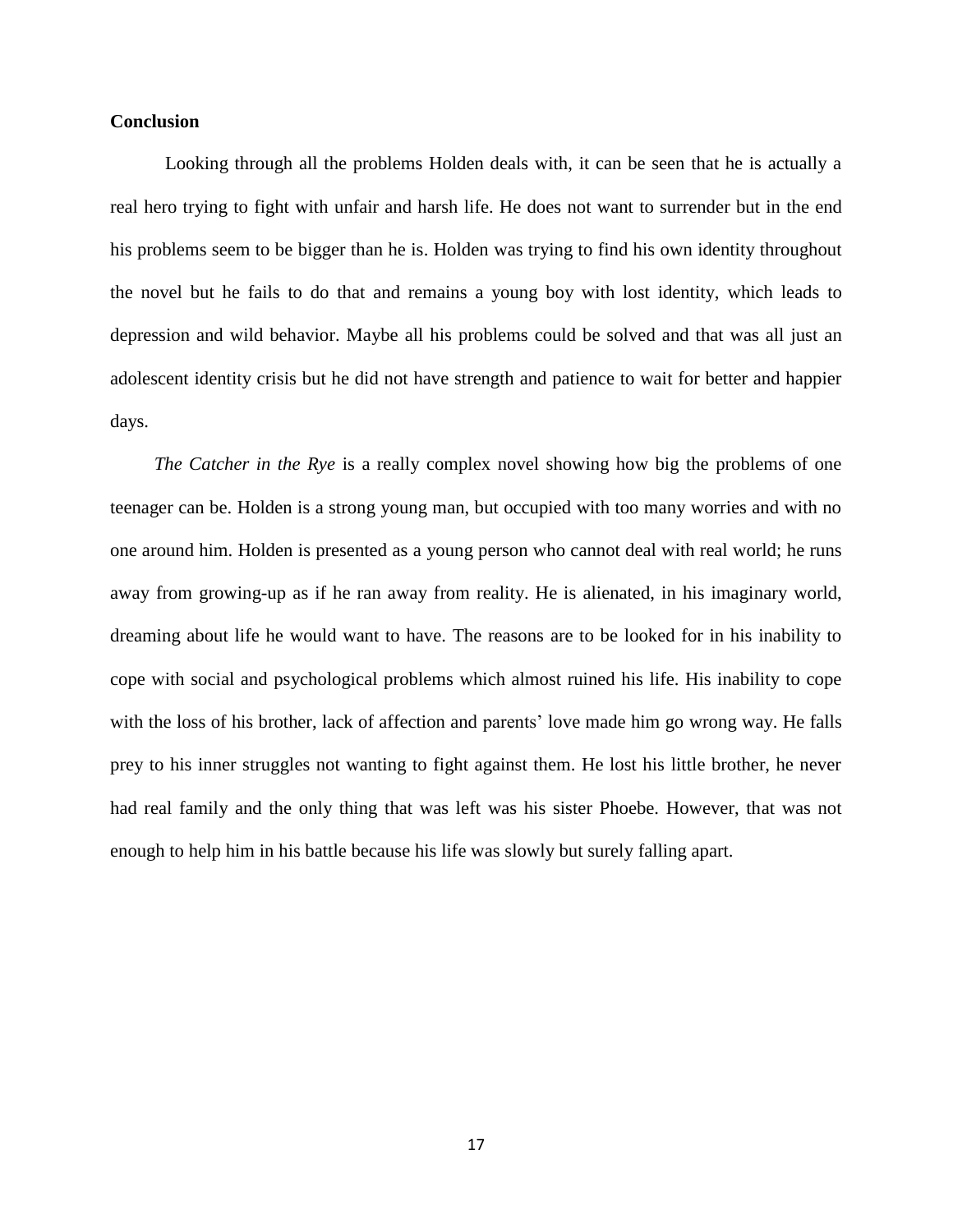**Conclusion**

Looking through all the problems Holden deals with, it can be seen that he is actually a real hero trying to fight with unfair and harsh life. He does not want to surrender but in the end his problems seem to be bigger than he is. Holden was trying to find his own identity throughout the novel but he fails to do that and remains a young boy with lost identity, which leads to depression and wild behavior. Maybe all his problems could be solved and that was all just an adolescent identity crisis but he did not have strength and patience to wait for better and happier days.

*The Catcher in the Rye* is a really complex novel showing how big the problems of one teenager can be. Holden is a strong young man, but occupied with too many worries and with no one around him. Holden is presented as a young person who cannot deal with real world; he runs away from growing-up as if he ran away from reality. He is alienated, in his imaginary world, dreaming about life he would want to have. The reasons are to be looked for in his inability to cope with social and psychological problems which almost ruined his life. His inability to cope with the loss of his brother, lack of affection and parents' love made him go wrong way. He falls prey to his inner struggles not wanting to fight against them. He lost his little brother, he never had real family and the only thing that was left was his sister Phoebe. However, that was not enough to help him in his battle because his life was slowly but surely falling apart.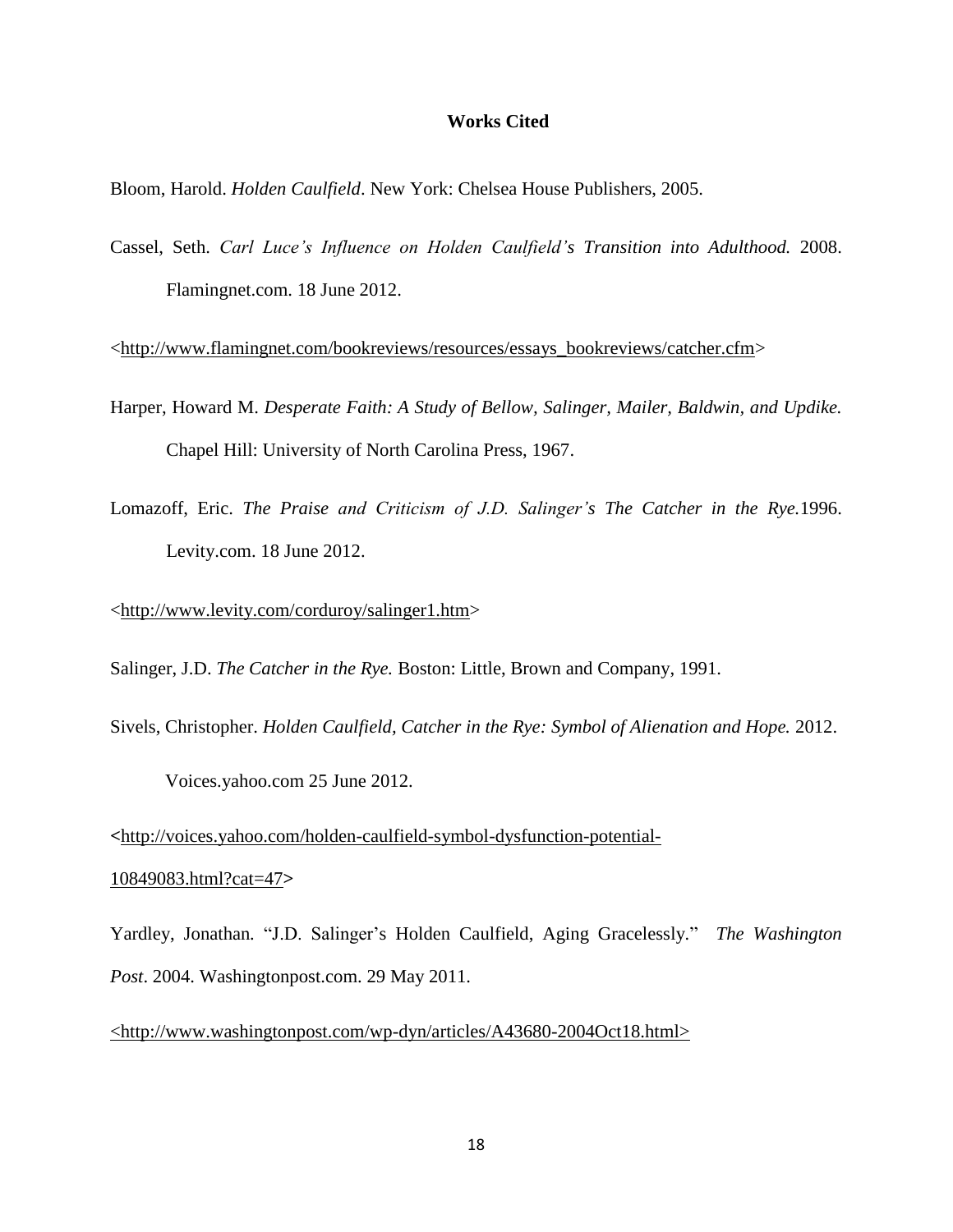**Works Cited**

Bloom, Harold. *Holden Caulfield*. New York: Chelsea House Publishers, 2005.

Cassel, Seth. *Carl Luce's Influence on Holden Caulfield's Transition into Adulthood.* 2008. Flamingnet.com. 18 June 2012.

<http://www.flamingnet.com/bookreviews/resources/essays_bookreviews/catcher.cfm>

Harper, Howard M. *Desperate Faith: A Study of Bellow, Salinger, Mailer, Baldwin, and Updike.* Chapel Hill: University of North Carolina Press, 1967.

Lomazoff, Eric. *The Praise and Criticism of J.D. Salinger's The Catcher in the Rye.*1996. Levity.com. 18 June 2012.

<http://www.levity.com/corduroy/salinger1.htm>

Salinger, J.D. *The Catcher in the Rye.* Boston: Little, Brown and Company, 1991.

Sivels, Christopher. *Holden Caulfield, Catcher in the Rye: Symbol of Alienation and Hope.* 2012. Voices.yahoo.com 25 June 2012.

**<**http://voices.yahoo.com/holden-caulfield-symbol-dysfunction-potential-10849083.html?cat=47**>**

Yardley, Jonathan. "J.D. Salinger's Holden Caulfield, Aging Gracelessly." *The Washington Post*. 2004. Washingtonpost.com. 29 May 2011.

<http://www.washingtonpost.com/wp-dyn/articles/A43680-2004Oct18.html>